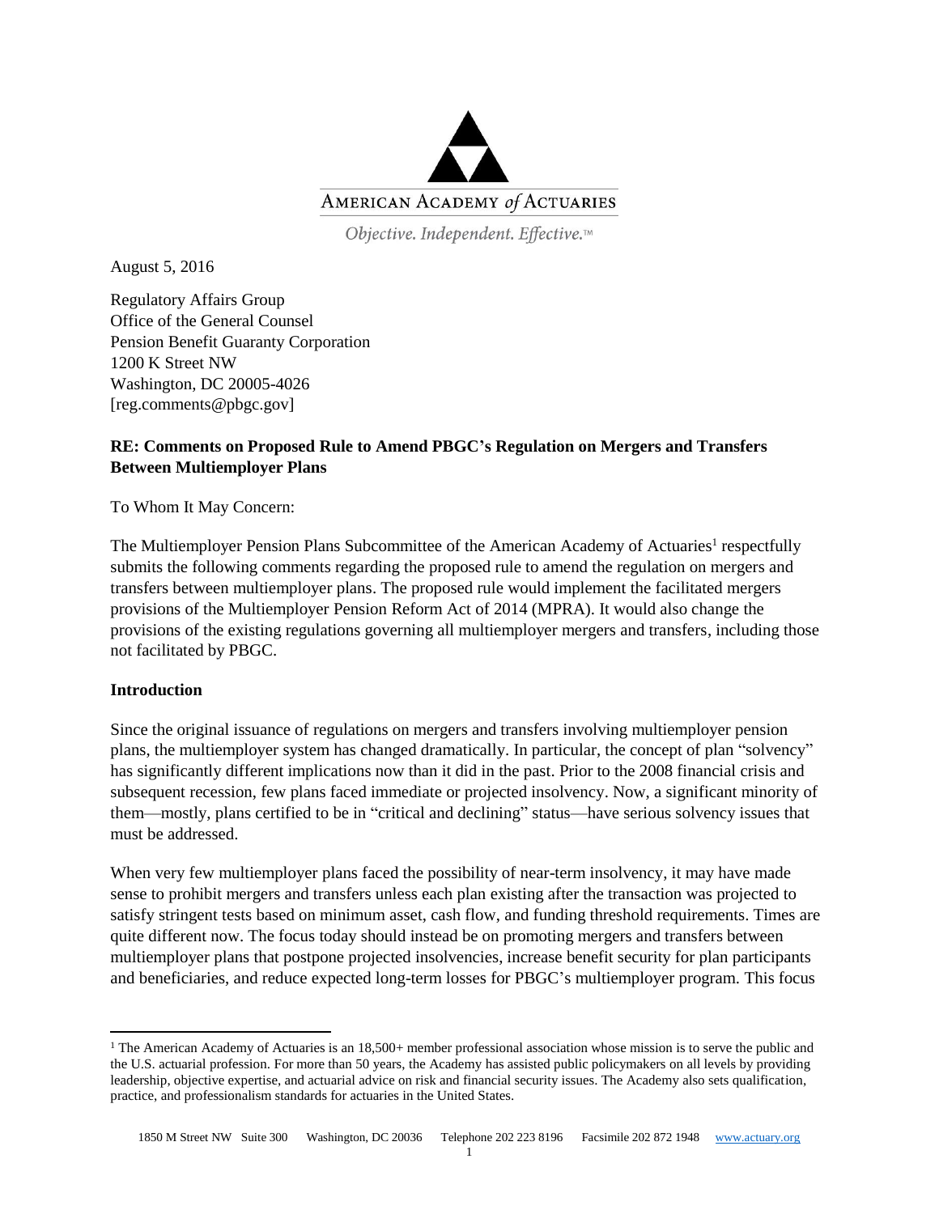AMERICAN ACADEMY of ACTUARIES

*Objective. Independent. Effective.™*

August 5, 2016

Regulatory Affairs Group
Office of the General Counsel
Pension Benefit Guaranty Corporation
1200 K Street NW
Washington, DC 20005-4026
[reg.comments@pbgc.gov]

**RE: Comments on Proposed Rule to Amend PBGC's Regulation on Mergers and Transfers Between Multiemployer Plans**

To Whom It May Concern:

The Multiemployer Pension Plans Subcommittee of the American Academy of Actuaries[1] respectfully submits the following comments regarding the proposed rule to amend the regulation on mergers and transfers between multiemployer plans. The proposed rule would implement the facilitated mergers provisions of the Multiemployer Pension Reform Act of 2014 (MPRA). It would also change the provisions of the existing regulations governing all multiemployer mergers and transfers, including those not facilitated by PBGC.

## Introduction

Since the original issuance of regulations on mergers and transfers involving multiemployer pension plans, the multiemployer system has changed dramatically. In particular, the concept of plan "solvency" has significantly different implications now than it did in the past. Prior to the 2008 financial crisis and subsequent recession, few plans faced immediate or projected insolvency. Now, a significant minority of them—mostly, plans certified to be in "critical and declining" status—have serious solvency issues that must be addressed.

When very few multiemployer plans faced the possibility of near-term insolvency, it may have made sense to prohibit mergers and transfers unless each plan existing after the transaction was projected to satisfy stringent tests based on minimum asset, cash flow, and funding threshold requirements. Times are quite different now. The focus today should instead be on promoting mergers and transfers between multiemployer plans that postpone projected insolvencies, increase benefit security for plan participants and beneficiaries, and reduce expected long-term losses for PBGC's multiemployer program. This focus

[1] The American Academy of Actuaries is an 18,500+ member professional association whose mission is to serve the public and the U.S. actuarial profession. For more than 50 years, the Academy has assisted public policymakers on all levels by providing leadership, objective expertise, and actuarial advice on risk and financial security issues. The Academy also sets qualification, practice, and professionalism standards for actuaries in the United States.

1850 M Street NW Suite 300 Washington, DC 20036 Telephone 202 223 8196 Facsimile 202 872 1948 www.actuary.org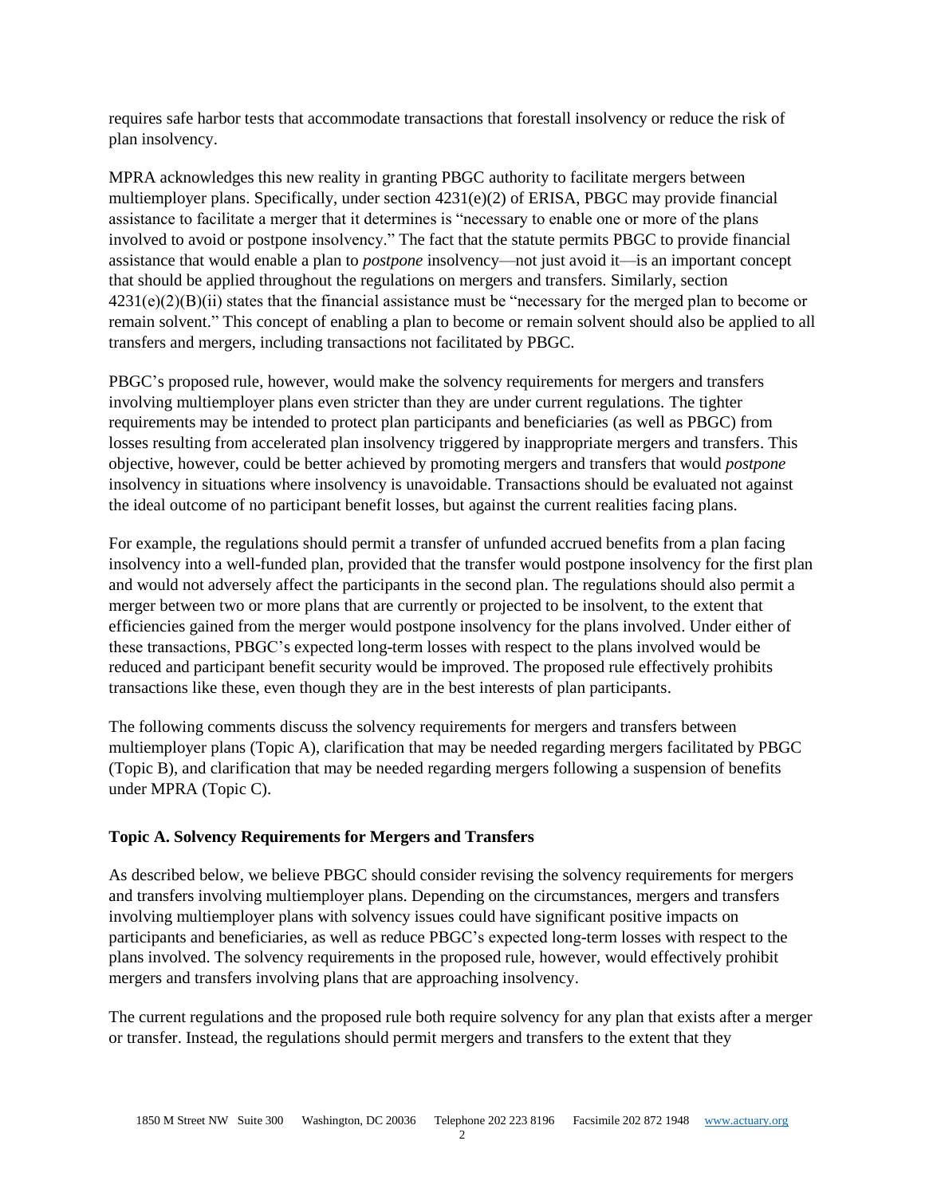requires safe harbor tests that accommodate transactions that forestall insolvency or reduce the risk of plan insolvency.

MPRA acknowledges this new reality in granting PBGC authority to facilitate mergers between multiemployer plans. Specifically, under section 4231(e)(2) of ERISA, PBGC may provide financial assistance to facilitate a merger that it determines is "necessary to enable one or more of the plans involved to avoid or postpone insolvency." The fact that the statute permits PBGC to provide financial assistance that would enable a plan to *postpone* insolvency—not just avoid it—is an important concept that should be applied throughout the regulations on mergers and transfers. Similarly, section 4231(e)(2)(B)(ii) states that the financial assistance must be "necessary for the merged plan to become or remain solvent." This concept of enabling a plan to become or remain solvent should also be applied to all transfers and mergers, including transactions not facilitated by PBGC.

PBGC's proposed rule, however, would make the solvency requirements for mergers and transfers involving multiemployer plans even stricter than they are under current regulations. The tighter requirements may be intended to protect plan participants and beneficiaries (as well as PBGC) from losses resulting from accelerated plan insolvency triggered by inappropriate mergers and transfers. This objective, however, could be better achieved by promoting mergers and transfers that would *postpone* insolvency in situations where insolvency is unavoidable. Transactions should be evaluated not against the ideal outcome of no participant benefit losses, but against the current realities facing plans.

For example, the regulations should permit a transfer of unfunded accrued benefits from a plan facing insolvency into a well-funded plan, provided that the transfer would postpone insolvency for the first plan and would not adversely affect the participants in the second plan. The regulations should also permit a merger between two or more plans that are currently or projected to be insolvent, to the extent that efficiencies gained from the merger would postpone insolvency for the plans involved. Under either of these transactions, PBGC's expected long-term losses with respect to the plans involved would be reduced and participant benefit security would be improved. The proposed rule effectively prohibits transactions like these, even though they are in the best interests of plan participants.

The following comments discuss the solvency requirements for mergers and transfers between multiemployer plans (Topic A), clarification that may be needed regarding mergers facilitated by PBGC (Topic B), and clarification that may be needed regarding mergers following a suspension of benefits under MPRA (Topic C).

**Topic A. Solvency Requirements for Mergers and Transfers**

As described below, we believe PBGC should consider revising the solvency requirements for mergers and transfers involving multiemployer plans. Depending on the circumstances, mergers and transfers involving multiemployer plans with solvency issues could have significant positive impacts on participants and beneficiaries, as well as reduce PBGC's expected long-term losses with respect to the plans involved. The solvency requirements in the proposed rule, however, would effectively prohibit mergers and transfers involving plans that are approaching insolvency.

The current regulations and the proposed rule both require solvency for any plan that exists after a merger or transfer. Instead, the regulations should permit mergers and transfers to the extent that they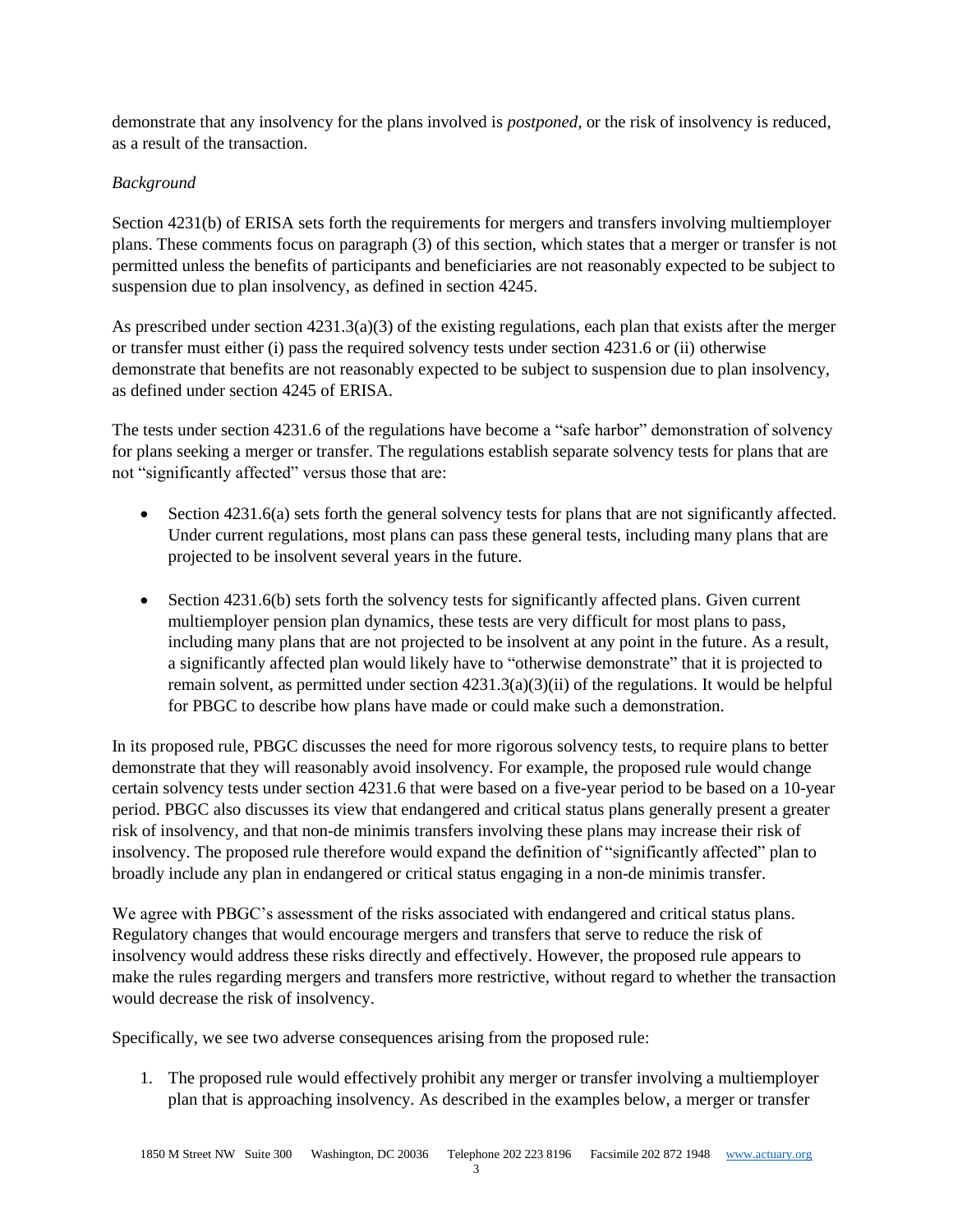demonstrate that any insolvency for the plans involved is *postponed*, or the risk of insolvency is reduced, as a result of the transaction.

*Background*

Section 4231(b) of ERISA sets forth the requirements for mergers and transfers involving multiemployer plans. These comments focus on paragraph (3) of this section, which states that a merger or transfer is not permitted unless the benefits of participants and beneficiaries are not reasonably expected to be subject to suspension due to plan insolvency, as defined in section 4245.

As prescribed under section 4231.3(a)(3) of the existing regulations, each plan that exists after the merger or transfer must either (i) pass the required solvency tests under section 4231.6 or (ii) otherwise demonstrate that benefits are not reasonably expected to be subject to suspension due to plan insolvency, as defined under section 4245 of ERISA.

The tests under section 4231.6 of the regulations have become a "safe harbor" demonstration of solvency for plans seeking a merger or transfer. The regulations establish separate solvency tests for plans that are not "significantly affected" versus those that are:

- Section 4231.6(a) sets forth the general solvency tests for plans that are not significantly affected. Under current regulations, most plans can pass these general tests, including many plans that are projected to be insolvent several years in the future.

- Section 4231.6(b) sets forth the solvency tests for significantly affected plans. Given current multiemployer pension plan dynamics, these tests are very difficult for most plans to pass, including many plans that are not projected to be insolvent at any point in the future. As a result, a significantly affected plan would likely have to "otherwise demonstrate" that it is projected to remain solvent, as permitted under section 4231.3(a)(3)(ii) of the regulations. It would be helpful for PBGC to describe how plans have made or could make such a demonstration.

In its proposed rule, PBGC discusses the need for more rigorous solvency tests, to require plans to better demonstrate that they will reasonably avoid insolvency. For example, the proposed rule would change certain solvency tests under section 4231.6 that were based on a five-year period to be based on a 10-year period. PBGC also discusses its view that endangered and critical status plans generally present a greater risk of insolvency, and that non-de minimis transfers involving these plans may increase their risk of insolvency. The proposed rule therefore would expand the definition of "significantly affected" plan to broadly include any plan in endangered or critical status engaging in a non-de minimis transfer.

We agree with PBGC's assessment of the risks associated with endangered and critical status plans. Regulatory changes that would encourage mergers and transfers that serve to reduce the risk of insolvency would address these risks directly and effectively. However, the proposed rule appears to make the rules regarding mergers and transfers more restrictive, without regard to whether the transaction would decrease the risk of insolvency.

Specifically, we see two adverse consequences arising from the proposed rule:

1. The proposed rule would effectively prohibit any merger or transfer involving a multiemployer plan that is approaching insolvency. As described in the examples below, a merger or transfer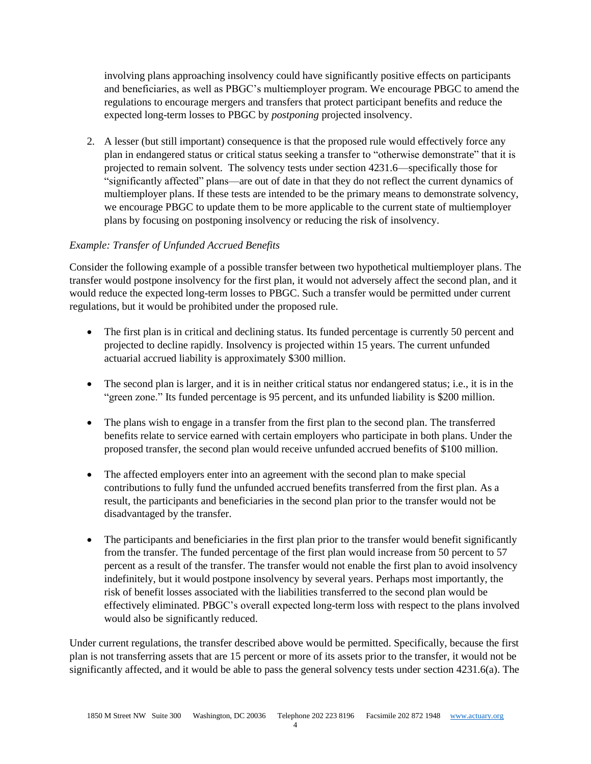involving plans approaching insolvency could have significantly positive effects on participants and beneficiaries, as well as PBGC's multiemployer program. We encourage PBGC to amend the regulations to encourage mergers and transfers that protect participant benefits and reduce the expected long-term losses to PBGC by *postponing* projected insolvency.

2. A lesser (but still important) consequence is that the proposed rule would effectively force any plan in endangered status or critical status seeking a transfer to "otherwise demonstrate" that it is projected to remain solvent. The solvency tests under section 4231.6—specifically those for "significantly affected" plans—are out of date in that they do not reflect the current dynamics of multiemployer plans. If these tests are intended to be the primary means to demonstrate solvency, we encourage PBGC to update them to be more applicable to the current state of multiemployer plans by focusing on postponing insolvency or reducing the risk of insolvency.

*Example: Transfer of Unfunded Accrued Benefits*

Consider the following example of a possible transfer between two hypothetical multiemployer plans. The transfer would postpone insolvency for the first plan, it would not adversely affect the second plan, and it would reduce the expected long-term losses to PBGC. Such a transfer would be permitted under current regulations, but it would be prohibited under the proposed rule.

- The first plan is in critical and declining status. Its funded percentage is currently 50 percent and projected to decline rapidly. Insolvency is projected within 15 years. The current unfunded actuarial accrued liability is approximately $300 million.

- The second plan is larger, and it is in neither critical status nor endangered status; i.e., it is in the "green zone." Its funded percentage is 95 percent, and its unfunded liability is $200 million.

- The plans wish to engage in a transfer from the first plan to the second plan. The transferred benefits relate to service earned with certain employers who participate in both plans. Under the proposed transfer, the second plan would receive unfunded accrued benefits of $100 million.

- The affected employers enter into an agreement with the second plan to make special contributions to fully fund the unfunded accrued benefits transferred from the first plan. As a result, the participants and beneficiaries in the second plan prior to the transfer would not be disadvantaged by the transfer.

- The participants and beneficiaries in the first plan prior to the transfer would benefit significantly from the transfer. The funded percentage of the first plan would increase from 50 percent to 57 percent as a result of the transfer. The transfer would not enable the first plan to avoid insolvency indefinitely, but it would postpone insolvency by several years. Perhaps most importantly, the risk of benefit losses associated with the liabilities transferred to the second plan would be effectively eliminated. PBGC's overall expected long-term loss with respect to the plans involved would also be significantly reduced.

Under current regulations, the transfer described above would be permitted. Specifically, because the first plan is not transferring assets that are 15 percent or more of its assets prior to the transfer, it would not be significantly affected, and it would be able to pass the general solvency tests under section 4231.6(a). The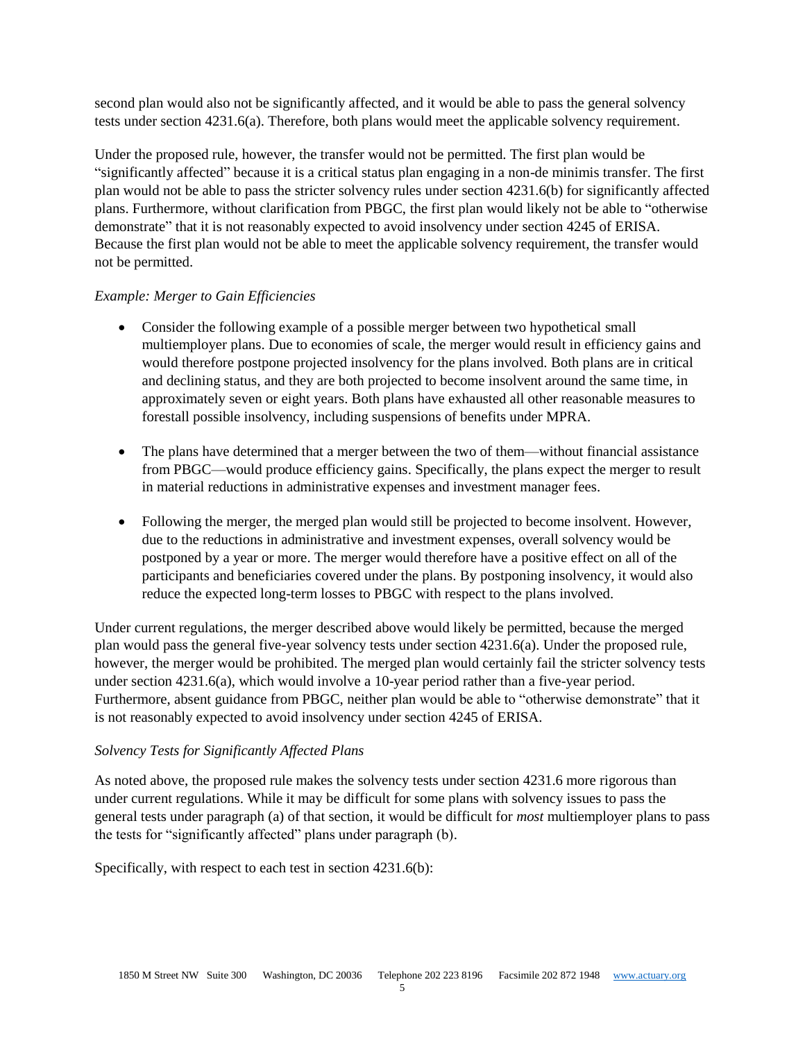second plan would also not be significantly affected, and it would be able to pass the general solvency tests under section 4231.6(a). Therefore, both plans would meet the applicable solvency requirement.

Under the proposed rule, however, the transfer would not be permitted. The first plan would be "significantly affected" because it is a critical status plan engaging in a non-de minimis transfer. The first plan would not be able to pass the stricter solvency rules under section 4231.6(b) for significantly affected plans. Furthermore, without clarification from PBGC, the first plan would likely not be able to "otherwise demonstrate" that it is not reasonably expected to avoid insolvency under section 4245 of ERISA. Because the first plan would not be able to meet the applicable solvency requirement, the transfer would not be permitted.

*Example: Merger to Gain Efficiencies*

- Consider the following example of a possible merger between two hypothetical small multiemployer plans. Due to economies of scale, the merger would result in efficiency gains and would therefore postpone projected insolvency for the plans involved. Both plans are in critical and declining status, and they are both projected to become insolvent around the same time, in approximately seven or eight years. Both plans have exhausted all other reasonable measures to forestall possible insolvency, including suspensions of benefits under MPRA.

- The plans have determined that a merger between the two of them—without financial assistance from PBGC—would produce efficiency gains. Specifically, the plans expect the merger to result in material reductions in administrative expenses and investment manager fees.

- Following the merger, the merged plan would still be projected to become insolvent. However, due to the reductions in administrative and investment expenses, overall solvency would be postponed by a year or more. The merger would therefore have a positive effect on all of the participants and beneficiaries covered under the plans. By postponing insolvency, it would also reduce the expected long-term losses to PBGC with respect to the plans involved.

Under current regulations, the merger described above would likely be permitted, because the merged plan would pass the general five-year solvency tests under section 4231.6(a). Under the proposed rule, however, the merger would be prohibited. The merged plan would certainly fail the stricter solvency tests under section 4231.6(a), which would involve a 10-year period rather than a five-year period. Furthermore, absent guidance from PBGC, neither plan would be able to "otherwise demonstrate" that it is not reasonably expected to avoid insolvency under section 4245 of ERISA.

*Solvency Tests for Significantly Affected Plans*

As noted above, the proposed rule makes the solvency tests under section 4231.6 more rigorous than under current regulations. While it may be difficult for some plans with solvency issues to pass the general tests under paragraph (a) of that section, it would be difficult for *most* multiemployer plans to pass the tests for "significantly affected" plans under paragraph (b).

Specifically, with respect to each test in section 4231.6(b):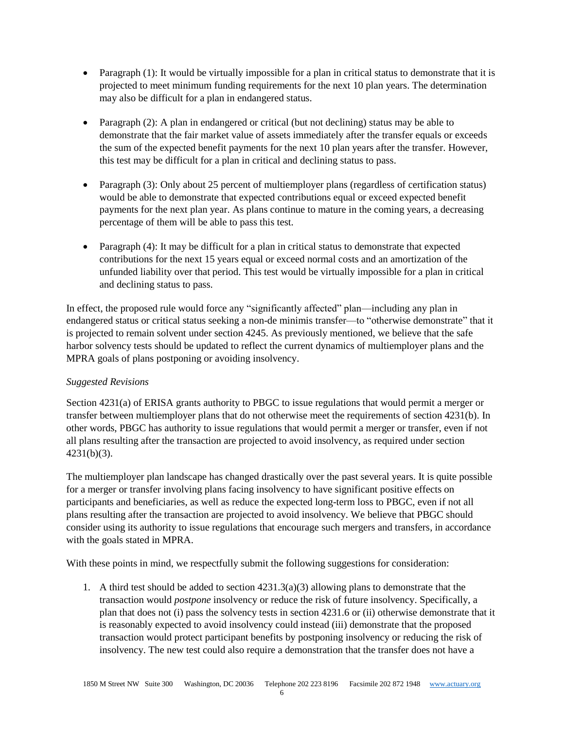- Paragraph (1): It would be virtually impossible for a plan in critical status to demonstrate that it is projected to meet minimum funding requirements for the next 10 plan years. The determination may also be difficult for a plan in endangered status.

- Paragraph (2): A plan in endangered or critical (but not declining) status may be able to demonstrate that the fair market value of assets immediately after the transfer equals or exceeds the sum of the expected benefit payments for the next 10 plan years after the transfer. However, this test may be difficult for a plan in critical and declining status to pass.

- Paragraph (3): Only about 25 percent of multiemployer plans (regardless of certification status) would be able to demonstrate that expected contributions equal or exceed expected benefit payments for the next plan year. As plans continue to mature in the coming years, a decreasing percentage of them will be able to pass this test.

- Paragraph (4): It may be difficult for a plan in critical status to demonstrate that expected contributions for the next 15 years equal or exceed normal costs and an amortization of the unfunded liability over that period. This test would be virtually impossible for a plan in critical and declining status to pass.

In effect, the proposed rule would force any "significantly affected" plan—including any plan in endangered status or critical status seeking a non-de minimis transfer—to "otherwise demonstrate" that it is projected to remain solvent under section 4245. As previously mentioned, we believe that the safe harbor solvency tests should be updated to reflect the current dynamics of multiemployer plans and the MPRA goals of plans postponing or avoiding insolvency.

*Suggested Revisions*

Section 4231(a) of ERISA grants authority to PBGC to issue regulations that would permit a merger or transfer between multiemployer plans that do not otherwise meet the requirements of section 4231(b). In other words, PBGC has authority to issue regulations that would permit a merger or transfer, even if not all plans resulting after the transaction are projected to avoid insolvency, as required under section 4231(b)(3).

The multiemployer plan landscape has changed drastically over the past several years. It is quite possible for a merger or transfer involving plans facing insolvency to have significant positive effects on participants and beneficiaries, as well as reduce the expected long-term loss to PBGC, even if not all plans resulting after the transaction are projected to avoid insolvency. We believe that PBGC should consider using its authority to issue regulations that encourage such mergers and transfers, in accordance with the goals stated in MPRA.

With these points in mind, we respectfully submit the following suggestions for consideration:

1. A third test should be added to section 4231.3(a)(3) allowing plans to demonstrate that the transaction would *postpone* insolvency or reduce the risk of future insolvency. Specifically, a plan that does not (i) pass the solvency tests in section 4231.6 or (ii) otherwise demonstrate that it is reasonably expected to avoid insolvency could instead (iii) demonstrate that the proposed transaction would protect participant benefits by postponing insolvency or reducing the risk of insolvency. The new test could also require a demonstration that the transfer does not have a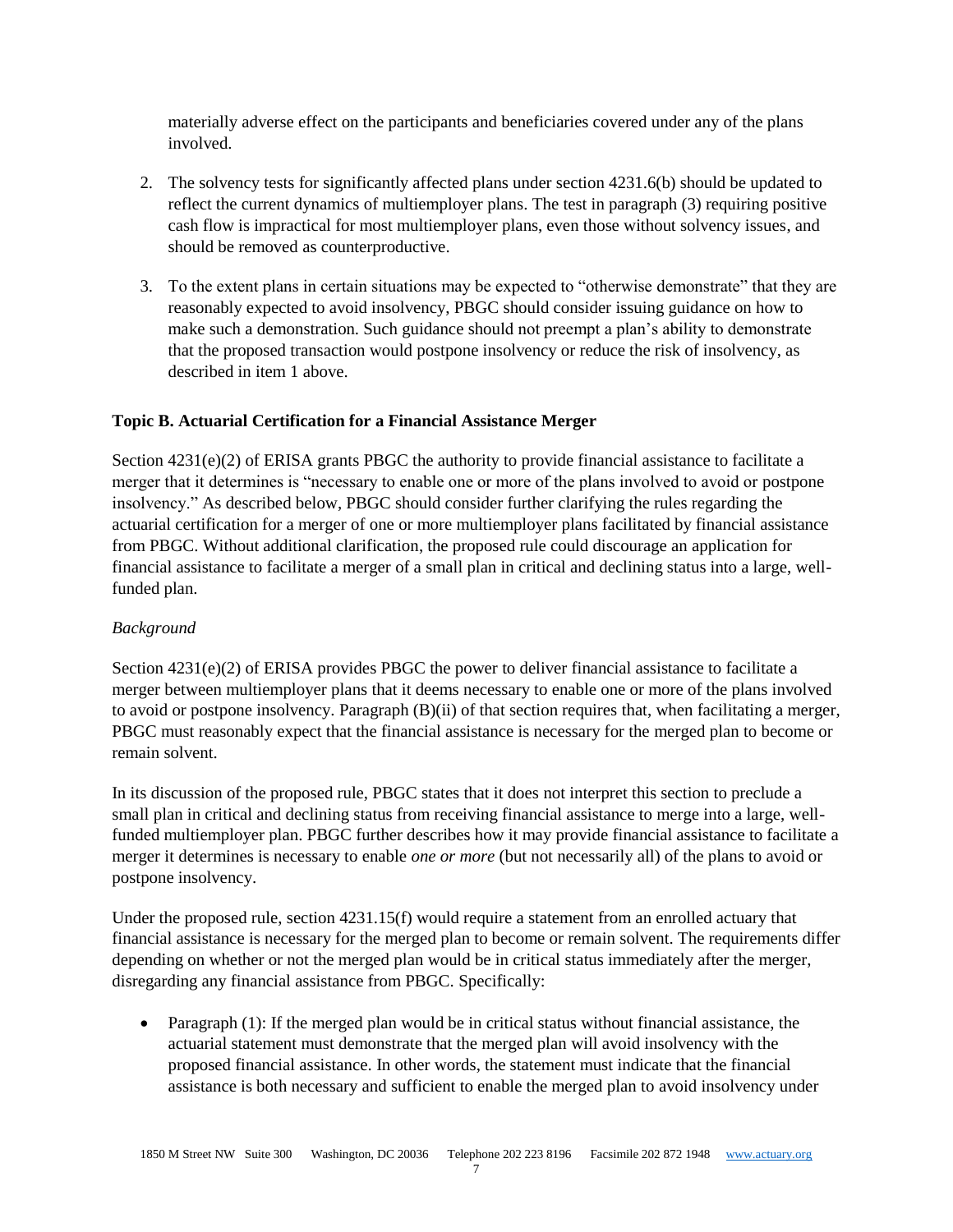materially adverse effect on the participants and beneficiaries covered under any of the plans involved.

2. The solvency tests for significantly affected plans under section 4231.6(b) should be updated to reflect the current dynamics of multiemployer plans. The test in paragraph (3) requiring positive cash flow is impractical for most multiemployer plans, even those without solvency issues, and should be removed as counterproductive.

3. To the extent plans in certain situations may be expected to "otherwise demonstrate" that they are reasonably expected to avoid insolvency, PBGC should consider issuing guidance on how to make such a demonstration. Such guidance should not preempt a plan's ability to demonstrate that the proposed transaction would postpone insolvency or reduce the risk of insolvency, as described in item 1 above.

### Topic B. Actuarial Certification for a Financial Assistance Merger

Section 4231(e)(2) of ERISA grants PBGC the authority to provide financial assistance to facilitate a merger that it determines is "necessary to enable one or more of the plans involved to avoid or postpone insolvency." As described below, PBGC should consider further clarifying the rules regarding the actuarial certification for a merger of one or more multiemployer plans facilitated by financial assistance from PBGC. Without additional clarification, the proposed rule could discourage an application for financial assistance to facilitate a merger of a small plan in critical and declining status into a large, well-funded plan.

*Background*

Section 4231(e)(2) of ERISA provides PBGC the power to deliver financial assistance to facilitate a merger between multiemployer plans that it deems necessary to enable one or more of the plans involved to avoid or postpone insolvency. Paragraph (B)(ii) of that section requires that, when facilitating a merger, PBGC must reasonably expect that the financial assistance is necessary for the merged plan to become or remain solvent.

In its discussion of the proposed rule, PBGC states that it does not interpret this section to preclude a small plan in critical and declining status from receiving financial assistance to merge into a large, well-funded multiemployer plan. PBGC further describes how it may provide financial assistance to facilitate a merger it determines is necessary to enable *one or more* (but not necessarily all) of the plans to avoid or postpone insolvency.

Under the proposed rule, section 4231.15(f) would require a statement from an enrolled actuary that financial assistance is necessary for the merged plan to become or remain solvent. The requirements differ depending on whether or not the merged plan would be in critical status immediately after the merger, disregarding any financial assistance from PBGC. Specifically:

- Paragraph (1): If the merged plan would be in critical status without financial assistance, the actuarial statement must demonstrate that the merged plan will avoid insolvency with the proposed financial assistance. In other words, the statement must indicate that the financial assistance is both necessary and sufficient to enable the merged plan to avoid insolvency under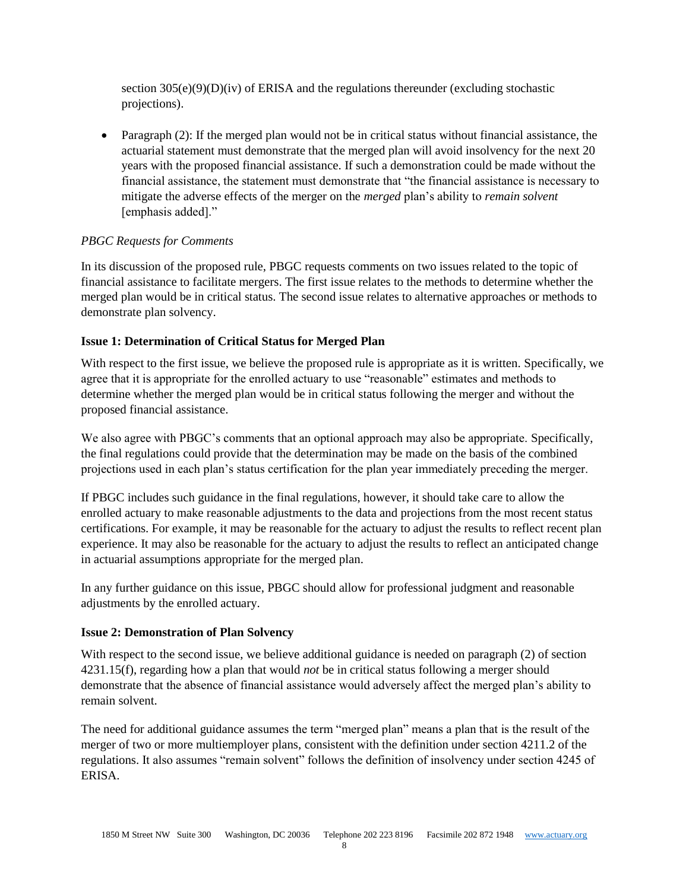section 305(e)(9)(D)(iv) of ERISA and the regulations thereunder (excluding stochastic projections).

- Paragraph (2): If the merged plan would not be in critical status without financial assistance, the actuarial statement must demonstrate that the merged plan will avoid insolvency for the next 20 years with the proposed financial assistance. If such a demonstration could be made without the financial assistance, the statement must demonstrate that "the financial assistance is necessary to mitigate the adverse effects of the merger on the *merged* plan's ability to *remain solvent* [emphasis added]."

*PBGC Requests for Comments*

In its discussion of the proposed rule, PBGC requests comments on two issues related to the topic of financial assistance to facilitate mergers. The first issue relates to the methods to determine whether the merged plan would be in critical status. The second issue relates to alternative approaches or methods to demonstrate plan solvency.

**Issue 1: Determination of Critical Status for Merged Plan**

With respect to the first issue, we believe the proposed rule is appropriate as it is written. Specifically, we agree that it is appropriate for the enrolled actuary to use "reasonable" estimates and methods to determine whether the merged plan would be in critical status following the merger and without the proposed financial assistance.

We also agree with PBGC's comments that an optional approach may also be appropriate. Specifically, the final regulations could provide that the determination may be made on the basis of the combined projections used in each plan's status certification for the plan year immediately preceding the merger.

If PBGC includes such guidance in the final regulations, however, it should take care to allow the enrolled actuary to make reasonable adjustments to the data and projections from the most recent status certifications. For example, it may be reasonable for the actuary to adjust the results to reflect recent plan experience. It may also be reasonable for the actuary to adjust the results to reflect an anticipated change in actuarial assumptions appropriate for the merged plan.

In any further guidance on this issue, PBGC should allow for professional judgment and reasonable adjustments by the enrolled actuary.

**Issue 2: Demonstration of Plan Solvency**

With respect to the second issue, we believe additional guidance is needed on paragraph (2) of section 4231.15(f), regarding how a plan that would *not* be in critical status following a merger should demonstrate that the absence of financial assistance would adversely affect the merged plan's ability to remain solvent.

The need for additional guidance assumes the term "merged plan" means a plan that is the result of the merger of two or more multiemployer plans, consistent with the definition under section 4211.2 of the regulations. It also assumes "remain solvent" follows the definition of insolvency under section 4245 of ERISA.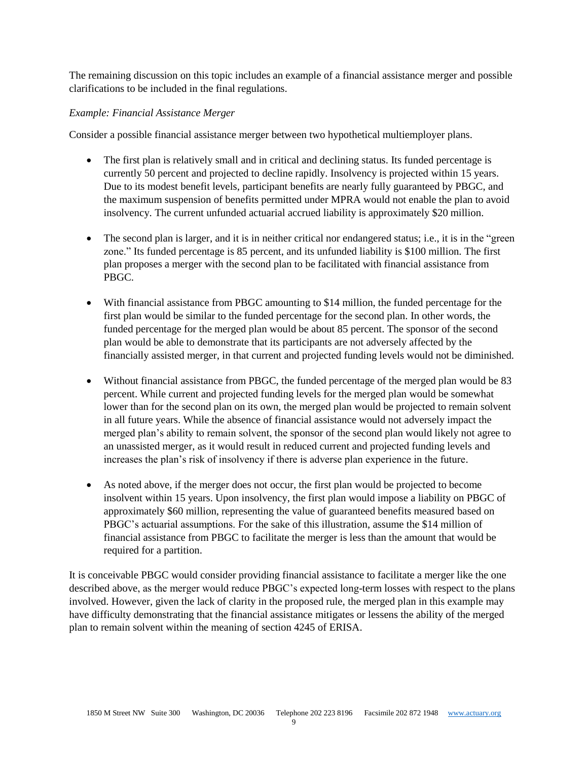The remaining discussion on this topic includes an example of a financial assistance merger and possible clarifications to be included in the final regulations.

*Example: Financial Assistance Merger*

Consider a possible financial assistance merger between two hypothetical multiemployer plans.

- The first plan is relatively small and in critical and declining status. Its funded percentage is currently 50 percent and projected to decline rapidly. Insolvency is projected within 15 years. Due to its modest benefit levels, participant benefits are nearly fully guaranteed by PBGC, and the maximum suspension of benefits permitted under MPRA would not enable the plan to avoid insolvency. The current unfunded actuarial accrued liability is approximately $20 million.

- The second plan is larger, and it is in neither critical nor endangered status; i.e., it is in the "green zone." Its funded percentage is 85 percent, and its unfunded liability is $100 million. The first plan proposes a merger with the second plan to be facilitated with financial assistance from PBGC.

- With financial assistance from PBGC amounting to $14 million, the funded percentage for the first plan would be similar to the funded percentage for the second plan. In other words, the funded percentage for the merged plan would be about 85 percent. The sponsor of the second plan would be able to demonstrate that its participants are not adversely affected by the financially assisted merger, in that current and projected funding levels would not be diminished.

- Without financial assistance from PBGC, the funded percentage of the merged plan would be 83 percent. While current and projected funding levels for the merged plan would be somewhat lower than for the second plan on its own, the merged plan would be projected to remain solvent in all future years. While the absence of financial assistance would not adversely impact the merged plan's ability to remain solvent, the sponsor of the second plan would likely not agree to an unassisted merger, as it would result in reduced current and projected funding levels and increases the plan's risk of insolvency if there is adverse plan experience in the future.

- As noted above, if the merger does not occur, the first plan would be projected to become insolvent within 15 years. Upon insolvency, the first plan would impose a liability on PBGC of approximately $60 million, representing the value of guaranteed benefits measured based on PBGC's actuarial assumptions. For the sake of this illustration, assume the $14 million of financial assistance from PBGC to facilitate the merger is less than the amount that would be required for a partition.

It is conceivable PBGC would consider providing financial assistance to facilitate a merger like the one described above, as the merger would reduce PBGC's expected long-term losses with respect to the plans involved. However, given the lack of clarity in the proposed rule, the merged plan in this example may have difficulty demonstrating that the financial assistance mitigates or lessens the ability of the merged plan to remain solvent within the meaning of section 4245 of ERISA.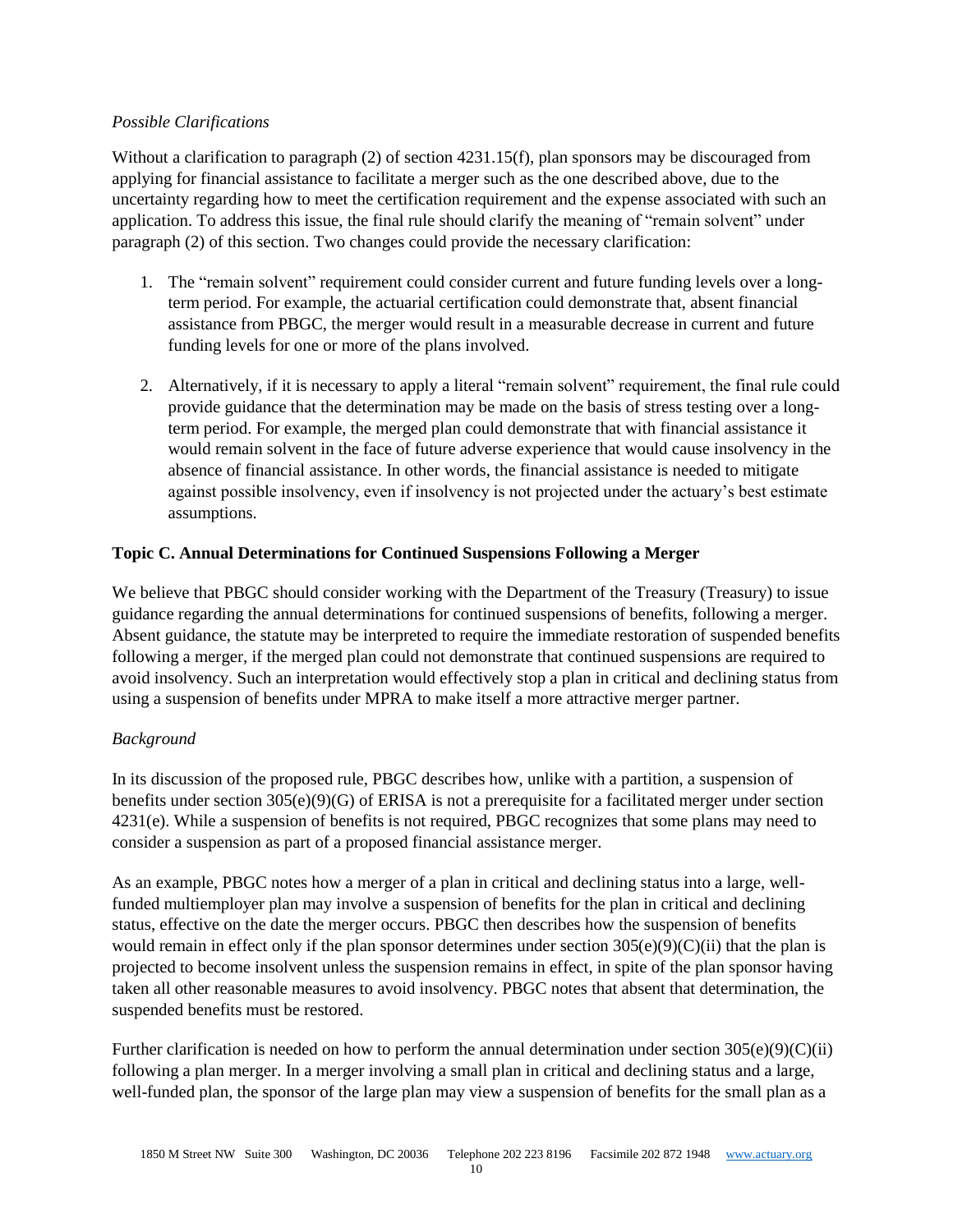*Possible Clarifications*

Without a clarification to paragraph (2) of section 4231.15(f), plan sponsors may be discouraged from applying for financial assistance to facilitate a merger such as the one described above, due to the uncertainty regarding how to meet the certification requirement and the expense associated with such an application. To address this issue, the final rule should clarify the meaning of "remain solvent" under paragraph (2) of this section. Two changes could provide the necessary clarification:

1. The "remain solvent" requirement could consider current and future funding levels over a long-term period. For example, the actuarial certification could demonstrate that, absent financial assistance from PBGC, the merger would result in a measurable decrease in current and future funding levels for one or more of the plans involved.

2. Alternatively, if it is necessary to apply a literal "remain solvent" requirement, the final rule could provide guidance that the determination may be made on the basis of stress testing over a long-term period. For example, the merged plan could demonstrate that with financial assistance it would remain solvent in the face of future adverse experience that would cause insolvency in the absence of financial assistance. In other words, the financial assistance is needed to mitigate against possible insolvency, even if insolvency is not projected under the actuary's best estimate assumptions.

**Topic C. Annual Determinations for Continued Suspensions Following a Merger**

We believe that PBGC should consider working with the Department of the Treasury (Treasury) to issue guidance regarding the annual determinations for continued suspensions of benefits, following a merger. Absent guidance, the statute may be interpreted to require the immediate restoration of suspended benefits following a merger, if the merged plan could not demonstrate that continued suspensions are required to avoid insolvency. Such an interpretation would effectively stop a plan in critical and declining status from using a suspension of benefits under MPRA to make itself a more attractive merger partner.

*Background*

In its discussion of the proposed rule, PBGC describes how, unlike with a partition, a suspension of benefits under section 305(e)(9)(G) of ERISA is not a prerequisite for a facilitated merger under section 4231(e). While a suspension of benefits is not required, PBGC recognizes that some plans may need to consider a suspension as part of a proposed financial assistance merger.

As an example, PBGC notes how a merger of a plan in critical and declining status into a large, well-funded multiemployer plan may involve a suspension of benefits for the plan in critical and declining status, effective on the date the merger occurs. PBGC then describes how the suspension of benefits would remain in effect only if the plan sponsor determines under section 305(e)(9)(C)(ii) that the plan is projected to become insolvent unless the suspension remains in effect, in spite of the plan sponsor having taken all other reasonable measures to avoid insolvency. PBGC notes that absent that determination, the suspended benefits must be restored.

Further clarification is needed on how to perform the annual determination under section 305(e)(9)(C)(ii) following a plan merger. In a merger involving a small plan in critical and declining status and a large, well-funded plan, the sponsor of the large plan may view a suspension of benefits for the small plan as a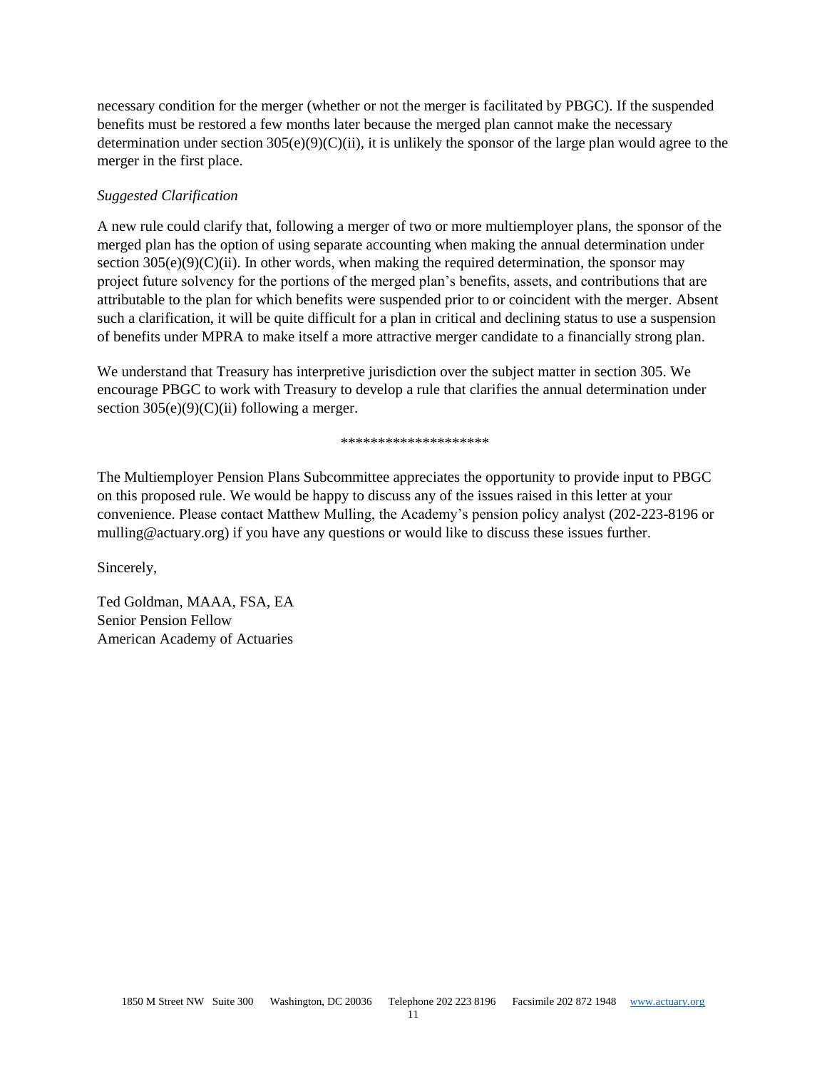necessary condition for the merger (whether or not the merger is facilitated by PBGC). If the suspended benefits must be restored a few months later because the merged plan cannot make the necessary determination under section 305(e)(9)(C)(ii), it is unlikely the sponsor of the large plan would agree to the merger in the first place.

*Suggested Clarification*

A new rule could clarify that, following a merger of two or more multiemployer plans, the sponsor of the merged plan has the option of using separate accounting when making the annual determination under section 305(e)(9)(C)(ii). In other words, when making the required determination, the sponsor may project future solvency for the portions of the merged plan's benefits, assets, and contributions that are attributable to the plan for which benefits were suspended prior to or coincident with the merger. Absent such a clarification, it will be quite difficult for a plan in critical and declining status to use a suspension of benefits under MPRA to make itself a more attractive merger candidate to a financially strong plan.

We understand that Treasury has interpretive jurisdiction over the subject matter in section 305. We encourage PBGC to work with Treasury to develop a rule that clarifies the annual determination under section 305(e)(9)(C)(ii) following a merger.

********************

The Multiemployer Pension Plans Subcommittee appreciates the opportunity to provide input to PBGC on this proposed rule. We would be happy to discuss any of the issues raised in this letter at your convenience. Please contact Matthew Mulling, the Academy's pension policy analyst (202-223-8196 or mulling@actuary.org) if you have any questions or would like to discuss these issues further.

Sincerely,

Ted Goldman, MAAA, FSA, EA
Senior Pension Fellow
American Academy of Actuaries